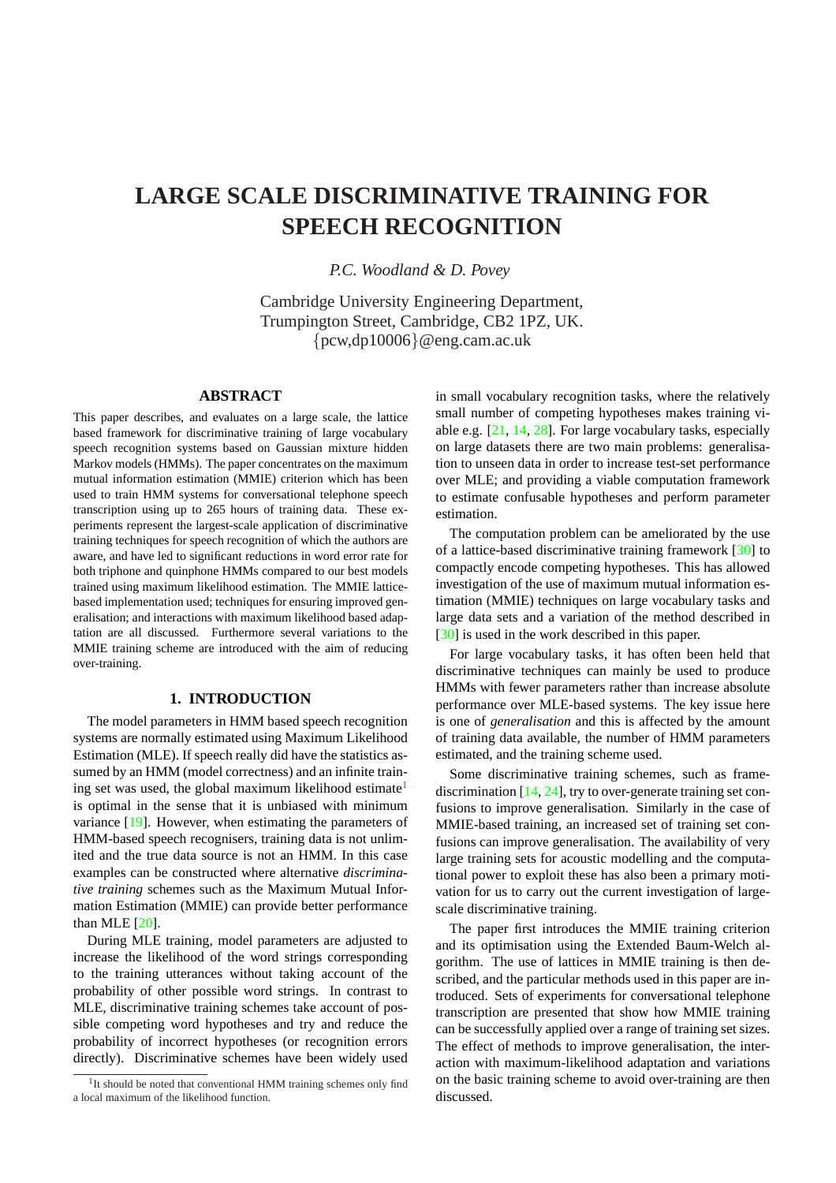# LARGE SCALE DISCRIMINATIVE TRAINING FOR SPEECH RECOGNITION

*P.C. Woodland & D. Povey*

Cambridge University Engineering Department,
Trumpington Street, Cambridge, CB2 1PZ, UK.
{pcw,dp10006}@eng.cam.ac.uk

## ABSTRACT

This paper describes, and evaluates on a large scale, the lattice based framework for discriminative training of large vocabulary speech recognition systems based on Gaussian mixture hidden Markov models (HMMs). The paper concentrates on the maximum mutual information estimation (MMIE) criterion which has been used to train HMM systems for conversational telephone speech transcription using up to 265 hours of training data. These experiments represent the largest-scale application of discriminative training techniques for speech recognition of which the authors are aware, and have led to significant reductions in word error rate for both triphone and quinphone HMMs compared to our best models trained using maximum likelihood estimation. The MMIE lattice-based implementation used; techniques for ensuring improved generalisation; and interactions with maximum likelihood based adaptation are all discussed. Furthermore several variations to the MMIE training scheme are introduced with the aim of reducing over-training.

## 1. INTRODUCTION

The model parameters in HMM based speech recognition systems are normally estimated using Maximum Likelihood Estimation (MLE). If speech really did have the statistics assumed by an HMM (model correctness) and an infinite training set was used, the global maximum likelihood estimate[1] is optimal in the sense that it is unbiased with minimum variance [19]. However, when estimating the parameters of HMM-based speech recognisers, training data is not unlimited and the true data source is not an HMM. In this case examples can be constructed where alternative *discriminative training* schemes such as the Maximum Mutual Information Estimation (MMIE) can provide better performance than MLE [20].

During MLE training, model parameters are adjusted to increase the likelihood of the word strings corresponding to the training utterances without taking account of the probability of other possible word strings. In contrast to MLE, discriminative training schemes take account of possible competing word hypotheses and try and reduce the probability of incorrect hypotheses (or recognition errors directly). Discriminative schemes have been widely used in small vocabulary recognition tasks, where the relatively small number of competing hypotheses makes training viable e.g. [21, 14, 28]. For large vocabulary tasks, especially on large datasets there are two main problems: generalisation to unseen data in order to increase test-set performance over MLE; and providing a viable computation framework to estimate confusable hypotheses and perform parameter estimation.

The computation problem can be ameliorated by the use of a lattice-based discriminative training framework [30] to compactly encode competing hypotheses. This has allowed investigation of the use of maximum mutual information estimation (MMIE) techniques on large vocabulary tasks and large data sets and a variation of the method described in [30] is used in the work described in this paper.

For large vocabulary tasks, it has often been held that discriminative techniques can mainly be used to produce HMMs with fewer parameters rather than increase absolute performance over MLE-based systems. The key issue here is one of *generalisation* and this is affected by the amount of training data available, the number of HMM parameters estimated, and the training scheme used.

Some discriminative training schemes, such as frame-discrimination [14, 24], try to over-generate training set confusions to improve generalisation. Similarly in the case of MMIE-based training, an increased set of training set confusions can improve generalisation. The availability of very large training sets for acoustic modelling and the computational power to exploit these has also been a primary motivation for us to carry out the current investigation of large-scale discriminative training.

The paper first introduces the MMIE training criterion and its optimisation using the Extended Baum-Welch algorithm. The use of lattices in MMIE training is then described, and the particular methods used in this paper are introduced. Sets of experiments for conversational telephone transcription are presented that show how MMIE training can be successfully applied over a range of training set sizes. The effect of methods to improve generalisation, the interaction with maximum-likelihood adaptation and variations on the basic training scheme to avoid over-training are then discussed.

[1] It should be noted that conventional HMM training schemes only find a local maximum of the likelihood function.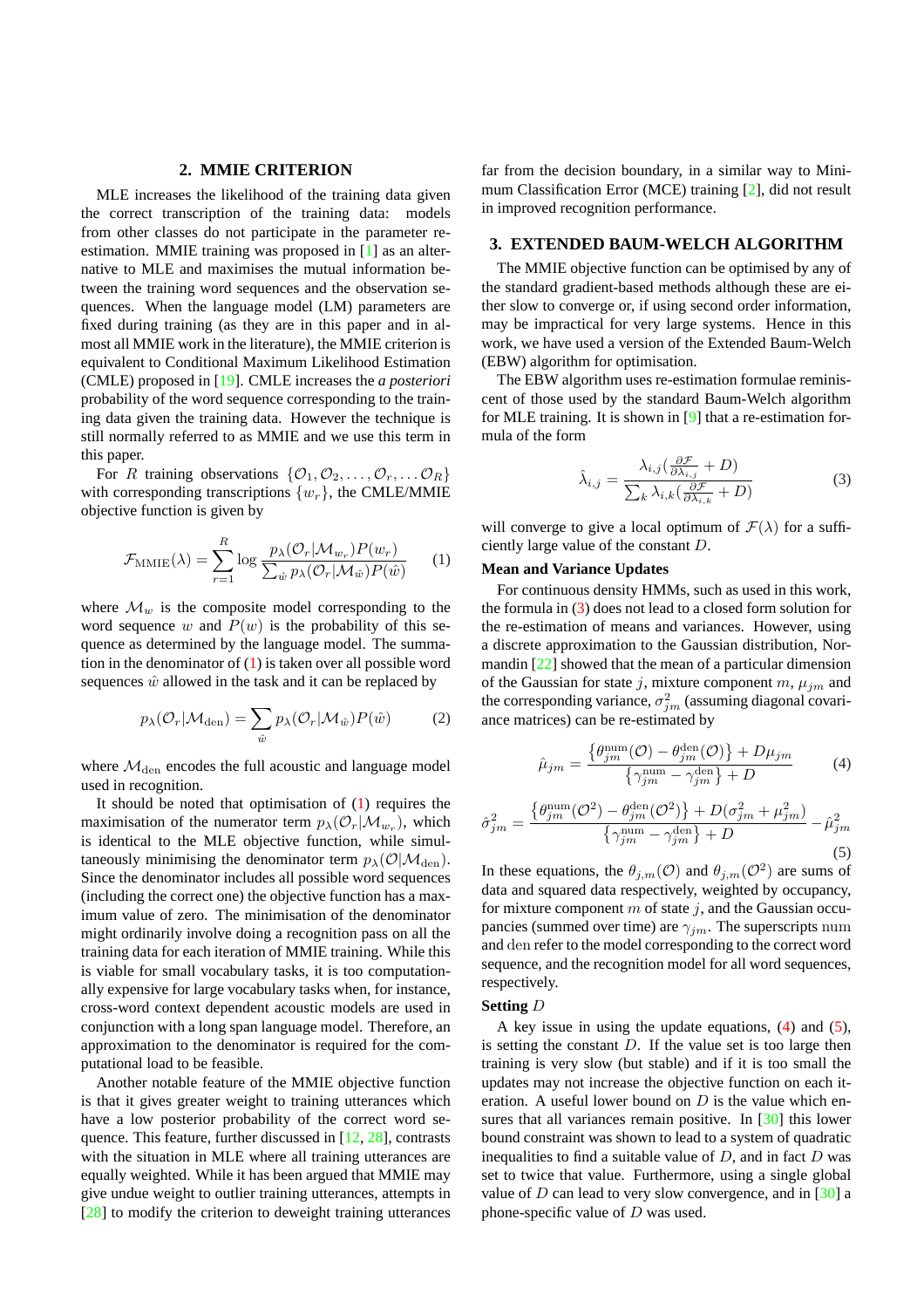## 2. MMIE CRITERION

MLE increases the likelihood of the training data given the correct transcription of the training data: models from other classes do not participate in the parameter re-estimation. MMIE training was proposed in [1] as an alternative to MLE and maximises the mutual information between the training word sequences and the observation sequences. When the language model (LM) parameters are fixed during training (as they are in this paper and in almost all MMIE work in the literature), the MMIE criterion is equivalent to Conditional Maximum Likelihood Estimation (CMLE) proposed in [19]. CMLE increases the *a posteriori* probability of the word sequence corresponding to the training data given the training data. However the technique is still normally referred to as MMIE and we use this term in this paper.

For $R$ training observations $\{\mathcal{O}_1, \mathcal{O}_2, \ldots, \mathcal{O}_r, \ldots \mathcal{O}_R\}$ with corresponding transcriptions $\{w_r\}$, the CMLE/MMIE objective function is given by

$$\mathcal{F}_{\mathrm{MMIE}}(\lambda) = \sum_{r=1}^{R} \log \frac{p_\lambda(\mathcal{O}_r|\mathcal{M}_{w_r})P(w_r)}{\sum_{\hat{w}} p_\lambda(\mathcal{O}_r|\mathcal{M}_{\hat{w}})P(\hat{w})} \quad (1)$$

where $\mathcal{M}_w$ is the composite model corresponding to the word sequence $w$ and $P(w)$ is the probability of this sequence as determined by the language model. The summation in the denominator of (1) is taken over all possible word sequences $\hat{w}$ allowed in the task and it can be replaced by

$$p_\lambda(\mathcal{O}_r|\mathcal{M}_{\mathrm{den}}) = \sum_{\hat{w}} p_\lambda(\mathcal{O}_r|\mathcal{M}_{\hat{w}})P(\hat{w}) \quad (2)$$

where $\mathcal{M}_{\mathrm{den}}$ encodes the full acoustic and language model used in recognition.

It should be noted that optimisation of (1) requires the maximisation of the numerator term $p_\lambda(\mathcal{O}_r|\mathcal{M}_{w_r})$, which is identical to the MLE objective function, while simultaneously minimising the denominator term $p_\lambda(\mathcal{O}|\mathcal{M}_{\mathrm{den}})$. Since the denominator includes all possible word sequences (including the correct one) the objective function has a maximum value of zero. The minimisation of the denominator might ordinarily involve doing a recognition pass on all the training data for each iteration of MMIE training. While this is viable for small vocabulary tasks, it is too computationally expensive for large vocabulary tasks when, for instance, cross-word context dependent acoustic models are used in conjunction with a long span language model. Therefore, an approximation to the denominator is required for the computational load to be feasible.

Another notable feature of the MMIE objective function is that it gives greater weight to training utterances which have a low posterior probability of the correct word sequence. This feature, further discussed in [12, 28], contrasts with the situation in MLE where all training utterances are equally weighted. While it has been argued that MMIE may give undue weight to outlier training utterances, attempts in [28] to modify the criterion to deweight training utterances far from the decision boundary, in a similar way to Minimum Classification Error (MCE) training [2], did not result in improved recognition performance.

## 3. EXTENDED BAUM-WELCH ALGORITHM

The MMIE objective function can be optimised by any of the standard gradient-based methods although these are either slow to converge or, if using second order information, may be impractical for very large systems. Hence in this work, we have used a version of the Extended Baum-Welch (EBW) algorithm for optimisation.

The EBW algorithm uses re-estimation formulae reminiscent of those used by the standard Baum-Welch algorithm for MLE training. It is shown in [9] that a re-estimation formula of the form

$$\hat{\lambda}_{i,j} = \frac{\lambda_{i,j}(\frac{\partial \mathcal{F}}{\partial \lambda_{i,j}} + D)}{\sum_k \lambda_{i,k}(\frac{\partial \mathcal{F}}{\partial \lambda_{i,k}} + D)} \quad (3)$$

will converge to give a local optimum of $\mathcal{F}(\lambda)$ for a sufficiently large value of the constant $D$.

**Mean and Variance Updates**

For continuous density HMMs, such as used in this work, the formula in (3) does not lead to a closed form solution for the re-estimation of means and variances. However, using a discrete approximation to the Gaussian distribution, Normandin [22] showed that the mean of a particular dimension of the Gaussian for state $j$, mixture component $m$, $\mu_{jm}$ and the corresponding variance, $\sigma^2_{jm}$ (assuming diagonal covariance matrices) can be re-estimated by

$$\hat{\mu}_{jm} = \frac{\left\{\theta^{\mathrm{num}}_{jm}(\mathcal{O}) - \theta^{\mathrm{den}}_{jm}(\mathcal{O})\right\} + D\mu_{jm}}{\left\{\gamma^{\mathrm{num}}_{jm} - \gamma^{\mathrm{den}}_{jm}\right\} + D} \quad (4)$$

$$\hat{\sigma}^2_{jm} = \frac{\left\{\theta^{\mathrm{num}}_{jm}(\mathcal{O}^2) - \theta^{\mathrm{den}}_{jm}(\mathcal{O}^2)\right\} + D(\sigma^2_{jm} + \mu^2_{jm})}{\left\{\gamma^{\mathrm{num}}_{jm} - \gamma^{\mathrm{den}}_{jm}\right\} + D} - \hat{\mu}^2_{jm} \quad (5)$$

In these equations, the $\theta_{j,m}(\mathcal{O})$ and $\theta_{j,m}(\mathcal{O}^2)$ are sums of data and squared data respectively, weighted by occupancy, for mixture component $m$ of state $j$, and the Gaussian occupancies (summed over time) are $\gamma_{jm}$. The superscripts $\mathrm{num}$ and $\mathrm{den}$ refer to the model corresponding to the correct word sequence, and the recognition model for all word sequences, respectively.

**Setting $D$**

A key issue in using the update equations, (4) and (5), is setting the constant $D$. If the value set is too large then training is very slow (but stable) and if it is too small the updates may not increase the objective function on each iteration. A useful lower bound on $D$ is the value which ensures that all variances remain positive. In [30] this lower bound constraint was shown to lead to a system of quadratic inequalities to find a suitable value of $D$, and in fact $D$ was set to twice that value. Furthermore, using a single global value of $D$ can lead to very slow convergence, and in [30] a phone-specific value of $D$ was used.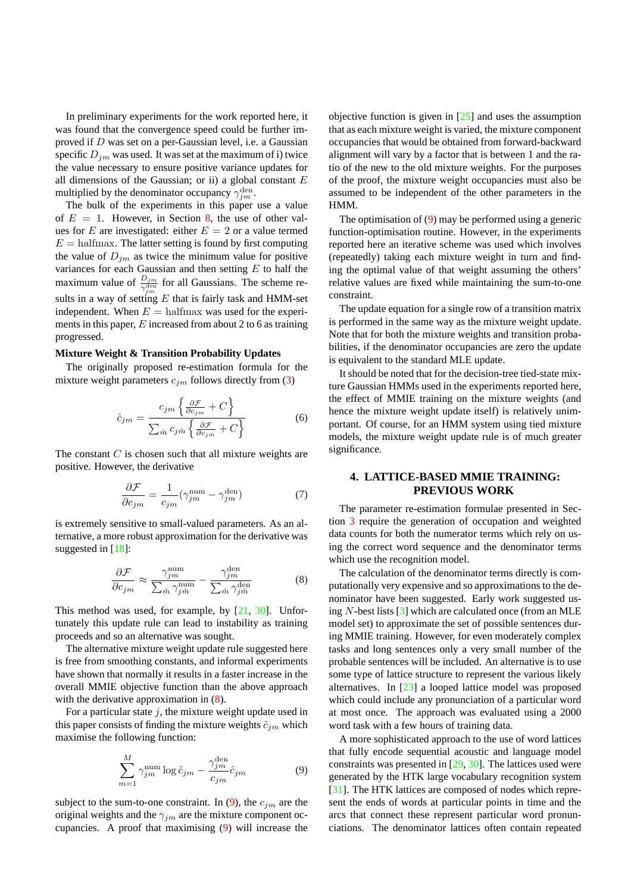In preliminary experiments for the work reported here, it was found that the convergence speed could be further improved if $D$ was set on a per-Gaussian level, i.e. a Gaussian specific $D_{jm}$ was used. It was set at the maximum of i) twice the value necessary to ensure positive variance updates for all dimensions of the Gaussian; or ii) a global constant $E$ multiplied by the denominator occupancy $\gamma_{jm}^{\text{den}}$.

The bulk of the experiments in this paper use a value of $E = 1$. However, in Section 8, the use of other values for $E$ are investigated: either $E = 2$ or a value termed $E = \text{halfmax}$. The latter setting is found by first computing the value of $D_{jm}$ as twice the minimum value for positive variances for each Gaussian and then setting $E$ to half the maximum value of $\frac{D_{jm}}{\gamma_{jm}^{\text{den}}}$ for all Gaussians. The scheme results in a way of setting $E$ that is fairly task and HMM-set independent. When $E = \text{halfmax}$ was used for the experiments in this paper, $E$ increased from about 2 to 6 as training progressed.

**Mixture Weight & Transition Probability Updates**

The originally proposed re-estimation formula for the mixture weight parameters $c_{jm}$ follows directly from (3)

$$\hat{c}_{jm} = \frac{c_{jm}\left\{\frac{\partial \mathcal{F}}{\partial c_{jm}} + C\right\}}{\sum_{\hat{m}} c_{j\hat{m}}\left\{\frac{\partial \mathcal{F}}{\partial c_{j\hat{m}}} + C\right\}} \tag{6}$$

The constant $C$ is chosen such that all mixture weights are positive. However, the derivative

$$\frac{\partial \mathcal{F}}{\partial c_{jm}} = \frac{1}{c_{jm}}(\gamma_{jm}^{\text{num}} - \gamma_{jm}^{\text{den}}) \tag{7}$$

is extremely sensitive to small-valued parameters. As an alternative, a more robust approximation for the derivative was suggested in [18]:

$$\frac{\partial \mathcal{F}}{\partial c_{jm}} \approx \frac{\gamma_{jm}^{\text{num}}}{\sum_{\hat{m}} \gamma_{j\hat{m}}^{\text{num}}} - \frac{\gamma_{jm}^{\text{den}}}{\sum_{\hat{m}} \gamma_{j\hat{m}}^{\text{den}}} \tag{8}$$

This method was used, for example, by [21, 30]. Unfortunately this update rule can lead to instability as training proceeds and so an alternative was sought.

The alternative mixture weight update rule suggested here is free from smoothing constants, and informal experiments have shown that normally it results in a faster increase in the overall MMIE objective function than the above approach with the derivative approximation in (8).

For a particular state $j$, the mixture weight update used in this paper consists of finding the mixture weights $\hat{c}_{jm}$ which maximise the following function:

$$\sum_{m=1}^{M} \gamma_{jm}^{\text{num}} \log \hat{c}_{jm} - \frac{\gamma_{jm}^{\text{den}}}{c_{jm}} \hat{c}_{jm} \tag{9}$$

subject to the sum-to-one constraint. In (9), the $c_{jm}$ are the original weights and the $\gamma_{jm}$ are the mixture component occupancies. A proof that maximising (9) will increase the objective function is given in [25] and uses the assumption that as each mixture weight is varied, the mixture component occupancies that would be obtained from forward-backward alignment will vary by a factor that is between 1 and the ratio of the new to the old mixture weights. For the purposes of the proof, the mixture weight occupancies must also be assumed to be independent of the other parameters in the HMM.

The optimisation of (9) may be performed using a generic function-optimisation routine. However, in the experiments reported here an iterative scheme was used which involves (repeatedly) taking each mixture weight in turn and finding the optimal value of that weight assuming the others' relative values are fixed while maintaining the sum-to-one constraint.

The update equation for a single row of a transition matrix is performed in the same way as the mixture weight update. Note that for both the mixture weights and transition probabilities, if the denominator occupancies are zero the update is equivalent to the standard MLE update.

It should be noted that for the decision-tree tied-state mixture Gaussian HMMs used in the experiments reported here, the effect of MMIE training on the mixture weights (and hence the mixture weight update itself) is relatively unimportant. Of course, for an HMM system using tied mixture models, the mixture weight update rule is of much greater significance.

## 4. LATTICE-BASED MMIE TRAINING: PREVIOUS WORK

The parameter re-estimation formulae presented in Section 3 require the generation of occupation and weighted data counts for both the numerator terms which rely on using the correct word sequence and the denominator terms which use the recognition model.

The calculation of the denominator terms directly is computationally very expensive and so approximations to the denominator have been suggested. Early work suggested using $N$-best lists [3] which are calculated once (from an MLE model set) to approximate the set of possible sentences during MMIE training. However, for even moderately complex tasks and long sentences only a very small number of the probable sentences will be included. An alternative is to use some type of lattice structure to represent the various likely alternatives. In [23] a looped lattice model was proposed which could include any pronunciation of a particular word at most once. The approach was evaluated using a 2000 word task with a few hours of training data.

A more sophisticated approach to the use of word lattices that fully encode sequential acoustic and language model constraints was presented in [29, 30]. The lattices used were generated by the HTK large vocabulary recognition system [31]. The HTK lattices are composed of nodes which represent the ends of words at particular points in time and the arcs that connect these represent particular word pronunciations. The denominator lattices often contain repeated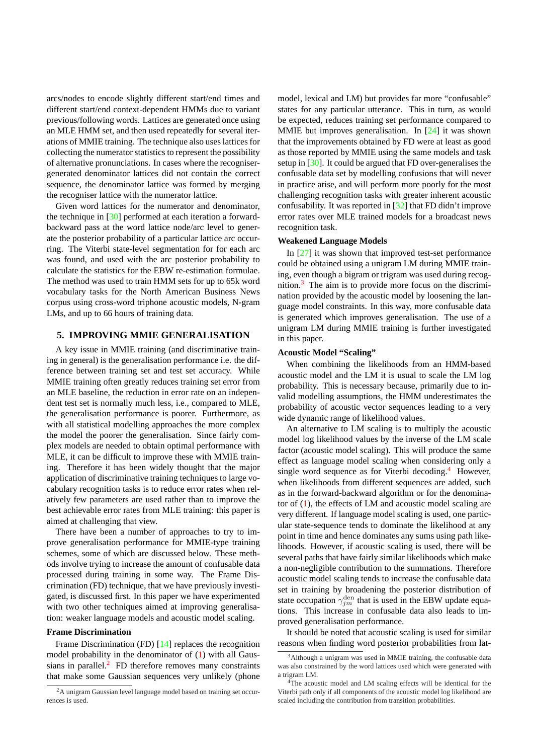arcs/nodes to encode slightly different start/end times and different start/end context-dependent HMMs due to variant previous/following words. Lattices are generated once using an MLE HMM set, and then used repeatedly for several iterations of MMIE training. The technique also uses lattices for collecting the numerator statistics to represent the possibility of alternative pronunciations. In cases where the recogniser-generated denominator lattices did not contain the correct sequence, the denominator lattice was formed by merging the recogniser lattice with the numerator lattice.

Given word lattices for the numerator and denominator, the technique in [30] performed at each iteration a forward-backward pass at the word lattice node/arc level to generate the posterior probability of a particular lattice arc occurring. The Viterbi state-level segmentation for for each arc was found, and used with the arc posterior probability to calculate the statistics for the EBW re-estimation formulae. The method was used to train HMM sets for up to 65k word vocabulary tasks for the North American Business News corpus using cross-word triphone acoustic models, N-gram LMs, and up to 66 hours of training data.

## 5. IMPROVING MMIE GENERALISATION

A key issue in MMIE training (and discriminative training in general) is the generalisation performance i.e. the difference between training set and test set accuracy. While MMIE training often greatly reduces training set error from an MLE baseline, the reduction in error rate on an independent test set is normally much less, i.e., compared to MLE, the generalisation performance is poorer. Furthermore, as with all statistical modelling approaches the more complex the model the poorer the generalisation. Since fairly complex models are needed to obtain optimal performance with MLE, it can be difficult to improve these with MMIE training. Therefore it has been widely thought that the major application of discriminative training techniques to large vocabulary recognition tasks is to reduce error rates when relatively few parameters are used rather than to improve the best achievable error rates from MLE training: this paper is aimed at challenging that view.

There have been a number of approaches to try to improve generalisation performance for MMIE-type training schemes, some of which are discussed below. These methods involve trying to increase the amount of confusable data processed during training in some way. The Frame Discrimination (FD) technique, that we have previously investigated, is discussed first. In this paper we have experimented with two other techniques aimed at improving generalisation: weaker language models and acoustic model scaling.

### Frame Discrimination

Frame Discrimination (FD) [14] replaces the recognition model probability in the denominator of (1) with all Gaussians in parallel.[2] FD therefore removes many constraints that make some Gaussian sequences very unlikely (phone model, lexical and LM) but provides far more "confusable" states for any particular utterance. This in turn, as would be expected, reduces training set performance compared to MMIE but improves generalisation. In [24] it was shown that the improvements obtained by FD were at least as good as those reported by MMIE using the same models and task setup in [30]. It could be argued that FD over-generalises the confusable data set by modelling confusions that will never in practice arise, and will perform more poorly for the most challenging recognition tasks with greater inherent acoustic confusability. It was reported in [32] that FD didn't improve error rates over MLE trained models for a broadcast news recognition task.

### Weakened Language Models

In [27] it was shown that improved test-set performance could be obtained using a unigram LM during MMIE training, even though a bigram or trigram was used during recognition.[3] The aim is to provide more focus on the discrimination provided by the acoustic model by loosening the language model constraints. In this way, more confusable data is generated which improves generalisation. The use of a unigram LM during MMIE training is further investigated in this paper.

### Acoustic Model "Scaling"

When combining the likelihoods from an HMM-based acoustic model and the LM it is usual to scale the LM log probability. This is necessary because, primarily due to invalid modelling assumptions, the HMM underestimates the probability of acoustic vector sequences leading to a very wide dynamic range of likelihood values.

An alternative to LM scaling is to multiply the acoustic model log likelihood values by the inverse of the LM scale factor (acoustic model scaling). This will produce the same effect as language model scaling when considering only a single word sequence as for Viterbi decoding.[4] However, when likelihoods from different sequences are added, such as in the forward-backward algorithm or for the denominator of (1), the effects of LM and acoustic model scaling are very different. If language model scaling is used, one particular state-sequence tends to dominate the likelihood at any point in time and hence dominates any sums using path likelihoods. However, if acoustic scaling is used, there will be several paths that have fairly similar likelihoods which make a non-negligible contribution to the summations. Therefore acoustic model scaling tends to increase the confusable data set in training by broadening the posterior distribution of state occupation $\gamma_{jm}^{\text{den}}$ that is used in the EBW update equations. This increase in confusable data also leads to improved generalisation performance.

It should be noted that acoustic scaling is used for similar reasons when finding word posterior probabilities from lat-

[2] A unigram Gaussian level language model based on training set occurrences is used.

[3] Although a unigram was used in MMIE training, the confusable data was also constrained by the word lattices used which were generated with a trigram LM.

[4] The acoustic model and LM scaling effects will be identical for the Viterbi path only if all components of the acoustic model log likelihood are scaled including the contribution from transition probabilities.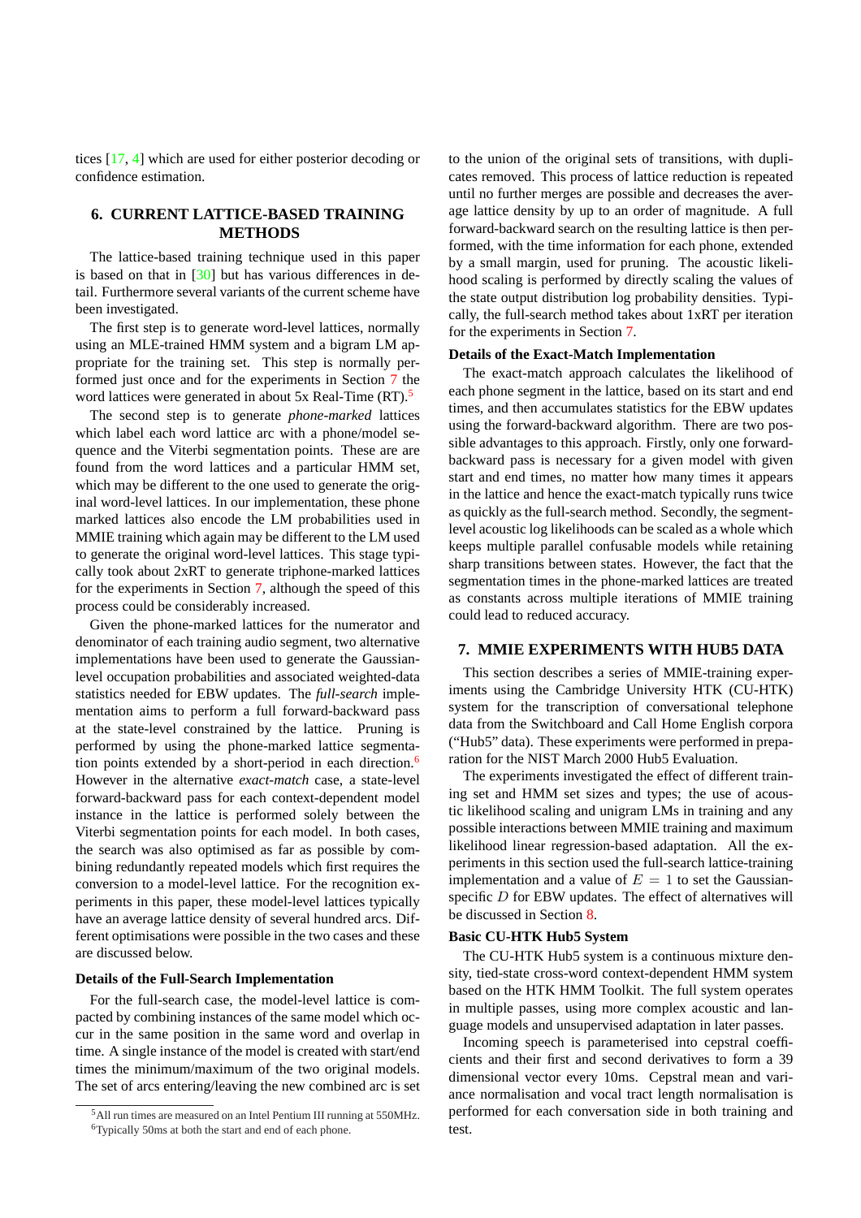tices [17, 4] which are used for either posterior decoding or confidence estimation.

## 6. CURRENT LATTICE-BASED TRAINING METHODS

The lattice-based training technique used in this paper is based on that in [30] but has various differences in detail. Furthermore several variants of the current scheme have been investigated.

The first step is to generate word-level lattices, normally using an MLE-trained HMM system and a bigram LM appropriate for the training set. This step is normally performed just once and for the experiments in Section 7 the word lattices were generated in about 5x Real-Time (RT).[5]

The second step is to generate *phone-marked* lattices which label each word lattice arc with a phone/model sequence and the Viterbi segmentation points. These are are found from the word lattices and a particular HMM set, which may be different to the one used to generate the original word-level lattices. In our implementation, these phone marked lattices also encode the LM probabilities used in MMIE training which again may be different to the LM used to generate the original word-level lattices. This stage typically took about 2xRT to generate triphone-marked lattices for the experiments in Section 7, although the speed of this process could be considerably increased.

Given the phone-marked lattices for the numerator and denominator of each training audio segment, two alternative implementations have been used to generate the Gaussian-level occupation probabilities and associated weighted-data statistics needed for EBW updates. The *full-search* implementation aims to perform a full forward-backward pass at the state-level constrained by the lattice. Pruning is performed by using the phone-marked lattice segmentation points extended by a short-period in each direction.[6] However in the alternative *exact-match* case, a state-level forward-backward pass for each context-dependent model instance in the lattice is performed solely between the Viterbi segmentation points for each model. In both cases, the search was also optimised as far as possible by combining redundantly repeated models which first requires the conversion to a model-level lattice. For the recognition experiments in this paper, these model-level lattices typically have an average lattice density of several hundred arcs. Different optimisations were possible in the two cases and these are discussed below.

### Details of the Full-Search Implementation

For the full-search case, the model-level lattice is compacted by combining instances of the same model which occur in the same position in the same word and overlap in time. A single instance of the model is created with start/end times the minimum/maximum of the two original models. The set of arcs entering/leaving the new combined arc is set to the union of the original sets of transitions, with duplicates removed. This process of lattice reduction is repeated until no further merges are possible and decreases the average lattice density by up to an order of magnitude. A full forward-backward search on the resulting lattice is then performed, with the time information for each phone, extended by a small margin, used for pruning. The acoustic likelihood scaling is performed by directly scaling the values of the state output distribution log probability densities. Typically, the full-search method takes about 1xRT per iteration for the experiments in Section 7.

### Details of the Exact-Match Implementation

The exact-match approach calculates the likelihood of each phone segment in the lattice, based on its start and end times, and then accumulates statistics for the EBW updates using the forward-backward algorithm. There are two possible advantages to this approach. Firstly, only one forward-backward pass is necessary for a given model with given start and end times, no matter how many times it appears in the lattice and hence the exact-match typically runs twice as quickly as the full-search method. Secondly, the segment-level acoustic log likelihoods can be scaled as a whole which keeps multiple parallel confusable models while retaining sharp transitions between states. However, the fact that the segmentation times in the phone-marked lattices are treated as constants across multiple iterations of MMIE training could lead to reduced accuracy.

## 7. MMIE EXPERIMENTS WITH HUB5 DATA

This section describes a series of MMIE-training experiments using the Cambridge University HTK (CU-HTK) system for the transcription of conversational telephone data from the Switchboard and Call Home English corpora ("Hub5" data). These experiments were performed in preparation for the NIST March 2000 Hub5 Evaluation.

The experiments investigated the effect of different training set and HMM set sizes and types; the use of acoustic likelihood scaling and unigram LMs in training and any possible interactions between MMIE training and maximum likelihood linear regression-based adaptation. All the experiments in this section used the full-search lattice-training implementation and a value of $E = 1$ to set the Gaussian-specific $D$ for EBW updates. The effect of alternatives will be discussed in Section 8.

### Basic CU-HTK Hub5 System

The CU-HTK Hub5 system is a continuous mixture density, tied-state cross-word context-dependent HMM system based on the HTK HMM Toolkit. The full system operates in multiple passes, using more complex acoustic and language models and unsupervised adaptation in later passes.

Incoming speech is parameterised into cepstral coefficients and their first and second derivatives to form a 39 dimensional vector every 10ms. Cepstral mean and variance normalisation and vocal tract length normalisation is performed for each conversation side in both training and test.

[5] All run times are measured on an Intel Pentium III running at 550MHz.

[6] Typically 50ms at both the start and end of each phone.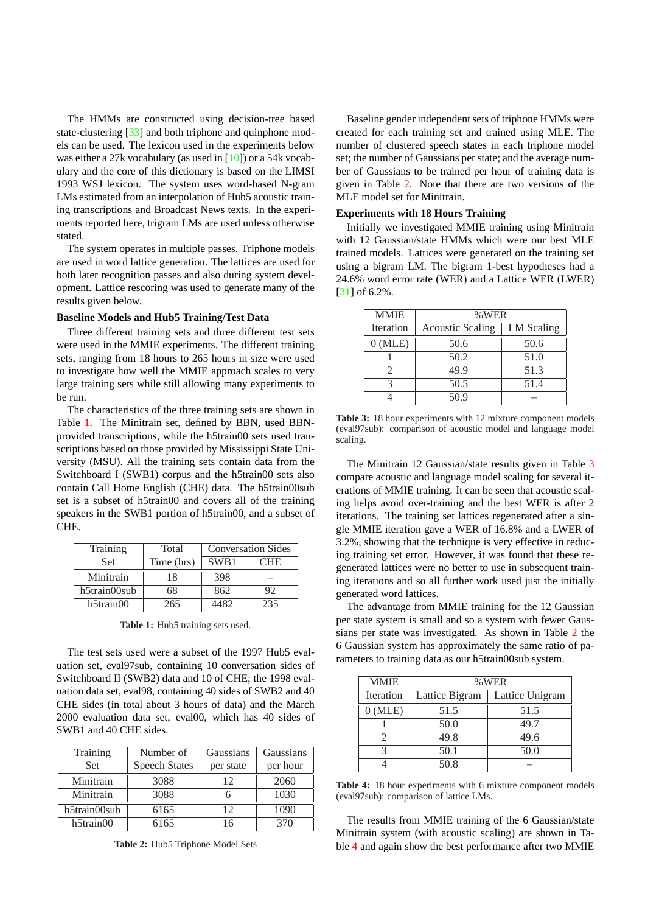The HMMs are constructed using decision-tree based state-clustering [33] and both triphone and quinphone models can be used. The lexicon used in the experiments below was either a 27k vocabulary (as used in [10]) or a 54k vocabulary and the core of this dictionary is based on the LIMSI 1993 WSJ lexicon. The system uses word-based N-gram LMs estimated from an interpolation of Hub5 acoustic training transcriptions and Broadcast News texts. In the experiments reported here, trigram LMs are used unless otherwise stated.

The system operates in multiple passes. Triphone models are used in word lattice generation. The lattices are used for both later recognition passes and also during system development. Lattice rescoring was used to generate many of the results given below.

**Baseline Models and Hub5 Training/Test Data**

Three different training sets and three different test sets were used in the MMIE experiments. The different training sets, ranging from 18 hours to 265 hours in size were used to investigate how well the MMIE approach scales to very large training sets while still allowing many experiments to be run.

The characteristics of the three training sets are shown in Table 1. The Minitrain set, defined by BBN, used BBN-provided transcriptions, while the h5train00 sets used transcriptions based on those provided by Mississippi State University (MSU). All the training sets contain data from the Switchboard I (SWB1) corpus and the h5train00 sets also contain Call Home English (CHE) data. The h5train00sub set is a subset of h5train00 and covers all of the training speakers in the SWB1 portion of h5train00, and a subset of CHE.

| Training Set | Total Time (hrs) | Conversation Sides | |
|---|---|---|---|
| | | SWB1 | CHE |
| Minitrain | 18 | 398 | – |
| h5train00sub | 68 | 862 | 92 |
| h5train00 | 265 | 4482 | 235 |

**Table 1:** Hub5 training sets used.

The test sets used were a subset of the 1997 Hub5 evaluation set, eval97sub, containing 10 conversation sides of Switchboard II (SWB2) data and 10 of CHE; the 1998 evaluation data set, eval98, containing 40 sides of SWB2 and 40 CHE sides (in total about 3 hours of data) and the March 2000 evaluation data set, eval00, which has 40 sides of SWB1 and 40 CHE sides.

| Training Set | Number of Speech States | Gaussians per state | Gaussians per hour |
|---|---|---|---|
| Minitrain | 3088 | 12 | 2060 |
| Minitrain | 3088 | 6 | 1030 |
| h5train00sub | 6165 | 12 | 1090 |
| h5train00 | 6165 | 16 | 370 |

**Table 2:** Hub5 Triphone Model Sets

Baseline gender independent sets of triphone HMMs were created for each training set and trained using MLE. The number of clustered speech states in each triphone model set; the number of Gaussians per state; and the average number of Gaussians to be trained per hour of training data is given in Table 2. Note that there are two versions of the MLE model set for Minitrain.

**Experiments with 18 Hours Training**

Initially we investigated MMIE training using Minitrain with 12 Gaussian/state HMMs which were our best MLE trained models. Lattices were generated on the training set using a bigram LM. The bigram 1-best hypotheses had a 24.6% word error rate (WER) and a Lattice WER (LWER) [31] of 6.2%.

| MMIE Iteration | %WER | |
|---|---|---|
| | Acoustic Scaling | LM Scaling |
| 0 (MLE) | 50.6 | 50.6 |
| 1 | 50.2 | 51.0 |
| 2 | 49.9 | 51.3 |
| 3 | 50.5 | 51.4 |
| 4 | 50.9 | – |

**Table 3:** 18 hour experiments with 12 mixture component models (eval97sub): comparison of acoustic model and language model scaling.

The Minitrain 12 Gaussian/state results given in Table 3 compare acoustic and language model scaling for several iterations of MMIE training. It can be seen that acoustic scaling helps avoid over-training and the best WER is after 2 iterations. The training set lattices regenerated after a single MMIE iteration gave a WER of 16.8% and a LWER of 3.2%, showing that the technique is very effective in reducing training set error. However, it was found that these regenerated lattices were no better to use in subsequent training iterations and so all further work used just the initially generated word lattices.

The advantage from MMIE training for the 12 Gaussian per state system is small and so a system with fewer Gaussians per state was investigated. As shown in Table 2 the 6 Gaussian system has approximately the same ratio of parameters to training data as our h5train00sub system.

| MMIE Iteration | %WER | |
|---|---|---|
| | Lattice Bigram | Lattice Unigram |
| 0 (MLE) | 51.5 | 51.5 |
| 1 | 50.0 | 49.7 |
| 2 | 49.8 | 49.6 |
| 3 | 50.1 | 50.0 |
| 4 | 50.8 | – |

**Table 4:** 18 hour experiments with 6 mixture component models (eval97sub): comparison of lattice LMs.

The results from MMIE training of the 6 Gaussian/state Minitrain system (with acoustic scaling) are shown in Table 4 and again show the best performance after two MMIE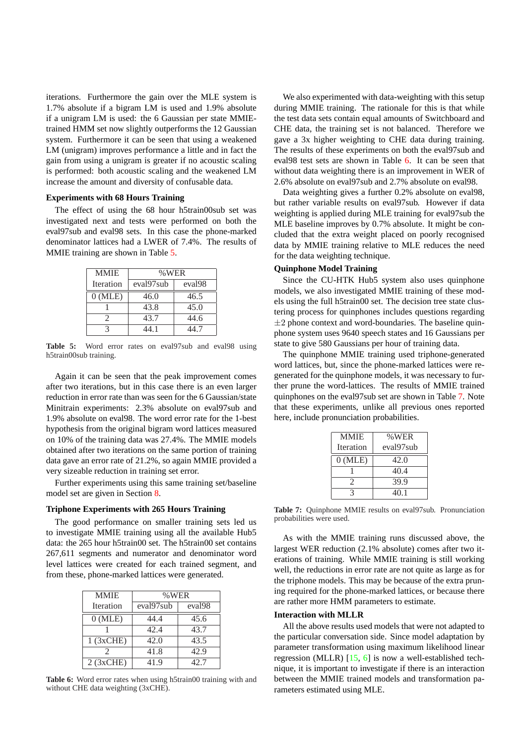iterations. Furthermore the gain over the MLE system is 1.7% absolute if a bigram LM is used and 1.9% absolute if a unigram LM is used: the 6 Gaussian per state MMIE-trained HMM set now slightly outperforms the 12 Gaussian system. Furthermore it can be seen that using a weakened LM (unigram) improves performance a little and in fact the gain from using a unigram is greater if no acoustic scaling is performed: both acoustic scaling and the weakened LM increase the amount and diversity of confusable data.

### Experiments with 68 Hours Training

The effect of using the 68 hour h5train00sub set was investigated next and tests were performed on both the eval97sub and eval98 sets. In this case the phone-marked denominator lattices had a LWER of 7.4%. The results of MMIE training are shown in Table 5.

| MMIE Iteration | %WER eval97sub | eval98 |
|---|---|---|
| 0 (MLE) | 46.0 | 46.5 |
| 1 | 43.8 | 45.0 |
| 2 | 43.7 | 44.6 |
| 3 | 44.1 | 44.7 |

**Table 5:** Word error rates on eval97sub and eval98 using h5train00sub training.

Again it can be seen that the peak improvement comes after two iterations, but in this case there is an even larger reduction in error rate than was seen for the 6 Gaussian/state Minitrain experiments: 2.3% absolute on eval97sub and 1.9% absolute on eval98. The word error rate for the 1-best hypothesis from the original bigram word lattices measured on 10% of the training data was 27.4%. The MMIE models obtained after two iterations on the same portion of training data gave an error rate of 21.2%, so again MMIE provided a very sizeable reduction in training set error.

Further experiments using this same training set/baseline model set are given in Section 8.

### Triphone Experiments with 265 Hours Training

The good performance on smaller training sets led us to investigate MMIE training using all the available Hub5 data: the 265 hour h5train00 set. The h5train00 set contains 267,611 segments and numerator and denominator word level lattices were created for each trained segment, and from these, phone-marked lattices were generated.

| MMIE Iteration | %WER eval97sub | eval98 |
|---|---|---|
| 0 (MLE) | 44.4 | 45.6 |
| 1 | 42.4 | 43.7 |
| 1 (3xCHE) | 42.0 | 43.5 |
| 2 | 41.8 | 42.9 |
| 2 (3xCHE) | 41.9 | 42.7 |

**Table 6:** Word error rates when using h5train00 training with and without CHE data weighting (3xCHE).

We also experimented with data-weighting with this setup during MMIE training. The rationale for this is that while the test data sets contain equal amounts of Switchboard and CHE data, the training set is not balanced. Therefore we gave a 3x higher weighting to CHE data during training. The results of these experiments on both the eval97sub and eval98 test sets are shown in Table 6. It can be seen that without data weighting there is an improvement in WER of 2.6% absolute on eval97sub and 2.7% absolute on eval98.

Data weighting gives a further 0.2% absolute on eval98, but rather variable results on eval97sub. However if data weighting is applied during MLE training for eval97sub the MLE baseline improves by 0.7% absolute. It might be concluded that the extra weight placed on poorly recognised data by MMIE training relative to MLE reduces the need for the data weighting technique.

### Quinphone Model Training

Since the CU-HTK Hub5 system also uses quinphone models, we also investigated MMIE training of these models using the full h5train00 set. The decision tree state clustering process for quinphones includes questions regarding $\pm 2$ phone context and word-boundaries. The baseline quinphone system uses 9640 speech states and 16 Gaussians per state to give 580 Gaussians per hour of training data.

The quinphone MMIE training used triphone-generated word lattices, but, since the phone-marked lattices were re-generated for the quinphone models, it was necessary to further prune the word-lattices. The results of MMIE trained quinphones on the eval97sub set are shown in Table 7. Note that these experiments, unlike all previous ones reported here, include pronunciation probabilities.

| MMIE Iteration | %WER eval97sub |
|---|---|
| 0 (MLE) | 42.0 |
| 1 | 40.4 |
| 2 | 39.9 |
| 3 | 40.1 |

**Table 7:** Quinphone MMIE results on eval97sub. Pronunciation probabilities were used.

As with the MMIE training runs discussed above, the largest WER reduction (2.1% absolute) comes after two iterations of training. While MMIE training is still working well, the reductions in error rate are not quite as large as for the triphone models. This may be because of the extra pruning required for the phone-marked lattices, or because there are rather more HMM parameters to estimate.

### Interaction with MLLR

All the above results used models that were not adapted to the particular conversation side. Since model adaptation by parameter transformation using maximum likelihood linear regression (MLLR) [15, 6] is now a well-established technique, it is important to investigate if there is an interaction between the MMIE trained models and transformation parameters estimated using MLE.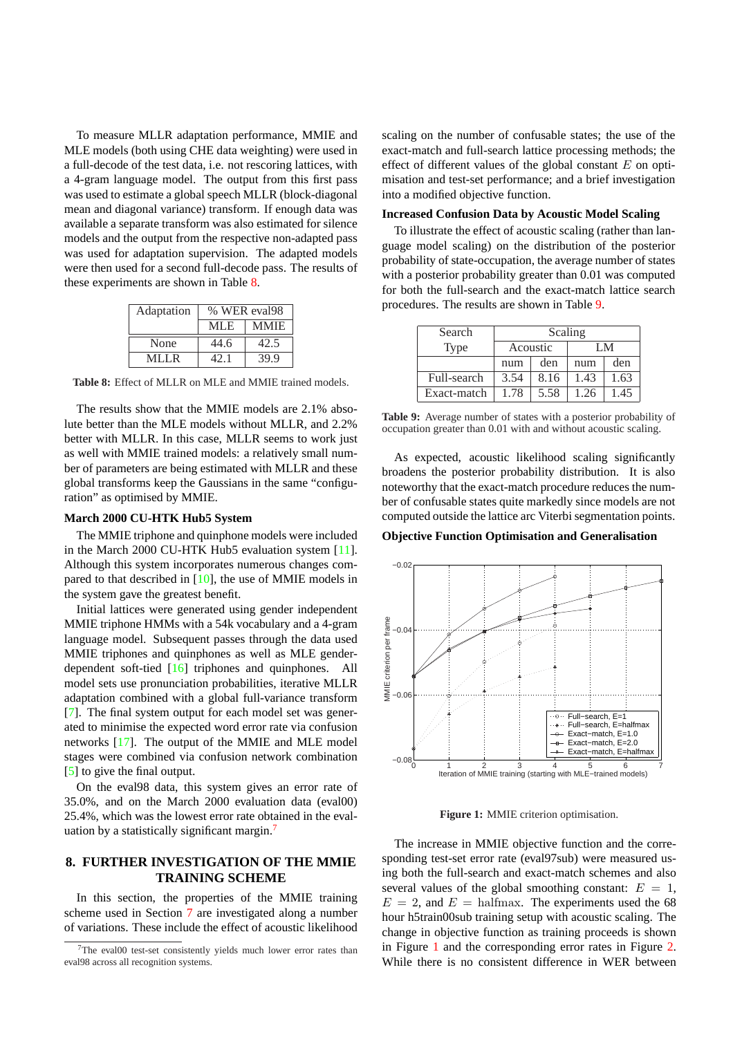To measure MLLR adaptation performance, MMIE and MLE models (both using CHE data weighting) were used in a full-decode of the test data, i.e. not rescoring lattices, with a 4-gram language model. The output from this first pass was used to estimate a global speech MLLR (block-diagonal mean and diagonal variance) transform. If enough data was available a separate transform was also estimated for silence models and the output from the respective non-adapted pass was used for adaptation supervision. The adapted models were then used for a second full-decode pass. The results of these experiments are shown in Table 8.

| Adaptation | % WER eval98 | |
|---|---|---|
| | MLE | MMIE |
| None | 44.6 | 42.5 |
| MLLR | 42.1 | 39.9 |

**Table 8:** Effect of MLLR on MLE and MMIE trained models.

The results show that the MMIE models are 2.1% absolute better than the MLE models without MLLR, and 2.2% better with MLLR. In this case, MLLR seems to work just as well with MMIE trained models: a relatively small number of parameters are being estimated with MLLR and these global transforms keep the Gaussians in the same "configuration" as optimised by MMIE.

**March 2000 CU-HTK Hub5 System**

The MMIE triphone and quinphone models were included in the March 2000 CU-HTK Hub5 evaluation system [11]. Although this system incorporates numerous changes compared to that described in [10], the use of MMIE models in the system gave the greatest benefit.

Initial lattices were generated using gender independent MMIE triphone HMMs with a 54k vocabulary and a 4-gram language model. Subsequent passes through the data used MMIE triphones and quinphones as well as MLE gender-dependent soft-tied [16] triphones and quinphones. All model sets use pronunciation probabilities, iterative MLLR adaptation combined with a global full-variance transform [7]. The final system output for each model set was generated to minimise the expected word error rate via confusion networks [17]. The output of the MMIE and MLE model stages were combined via confusion network combination [5] to give the final output.

On the eval98 data, this system gives an error rate of 35.0%, and on the March 2000 evaluation data (eval00) 25.4%, which was the lowest error rate obtained in the evaluation by a statistically significant margin.[7]

## 8. FURTHER INVESTIGATION OF THE MMIE TRAINING SCHEME

In this section, the properties of the MMIE training scheme used in Section 7 are investigated along a number of variations. These include the effect of acoustic likelihood scaling on the number of confusable states; the use of the exact-match and full-search lattice processing methods; the effect of different values of the global constant $E$ on optimisation and test-set performance; and a brief investigation into a modified objective function.

**Increased Confusion Data by Acoustic Model Scaling**

To illustrate the effect of acoustic scaling (rather than language model scaling) on the distribution of the posterior probability of state-occupation, the average number of states with a posterior probability greater than 0.01 was computed for both the full-search and the exact-match lattice search procedures. The results are shown in Table 9.

| Search Type | Scaling | | | |
|---|---|---|---|---|
| | Acoustic | | LM | |
| | num | den | num | den |
| Full-search | 3.54 | 8.16 | 1.43 | 1.63 |
| Exact-match | 1.78 | 5.58 | 1.26 | 1.45 |

**Table 9:** Average number of states with a posterior probability of occupation greater than 0.01 with and without acoustic scaling.

As expected, acoustic likelihood scaling significantly broadens the posterior probability distribution. It is also noteworthy that the exact-match procedure reduces the number of confusable states quite markedly since models are not computed outside the lattice arc Viterbi segmentation points.

**Objective Function Optimisation and Generalisation**

**Figure 1:** MMIE criterion optimisation.

The increase in MMIE objective function and the corresponding test-set error rate (eval97sub) were measured using both the full-search and exact-match schemes and also several values of the global smoothing constant: $E = 1$, $E = 2$, and $E = \mathrm{halfmax}$. The experiments used the 68 hour h5train00sub training setup with acoustic scaling. The change in objective function as training proceeds is shown in Figure 1 and the corresponding error rates in Figure 2. While there is no consistent difference in WER between

[7] The eval00 test-set consistently yields much lower error rates than eval98 across all recognition systems.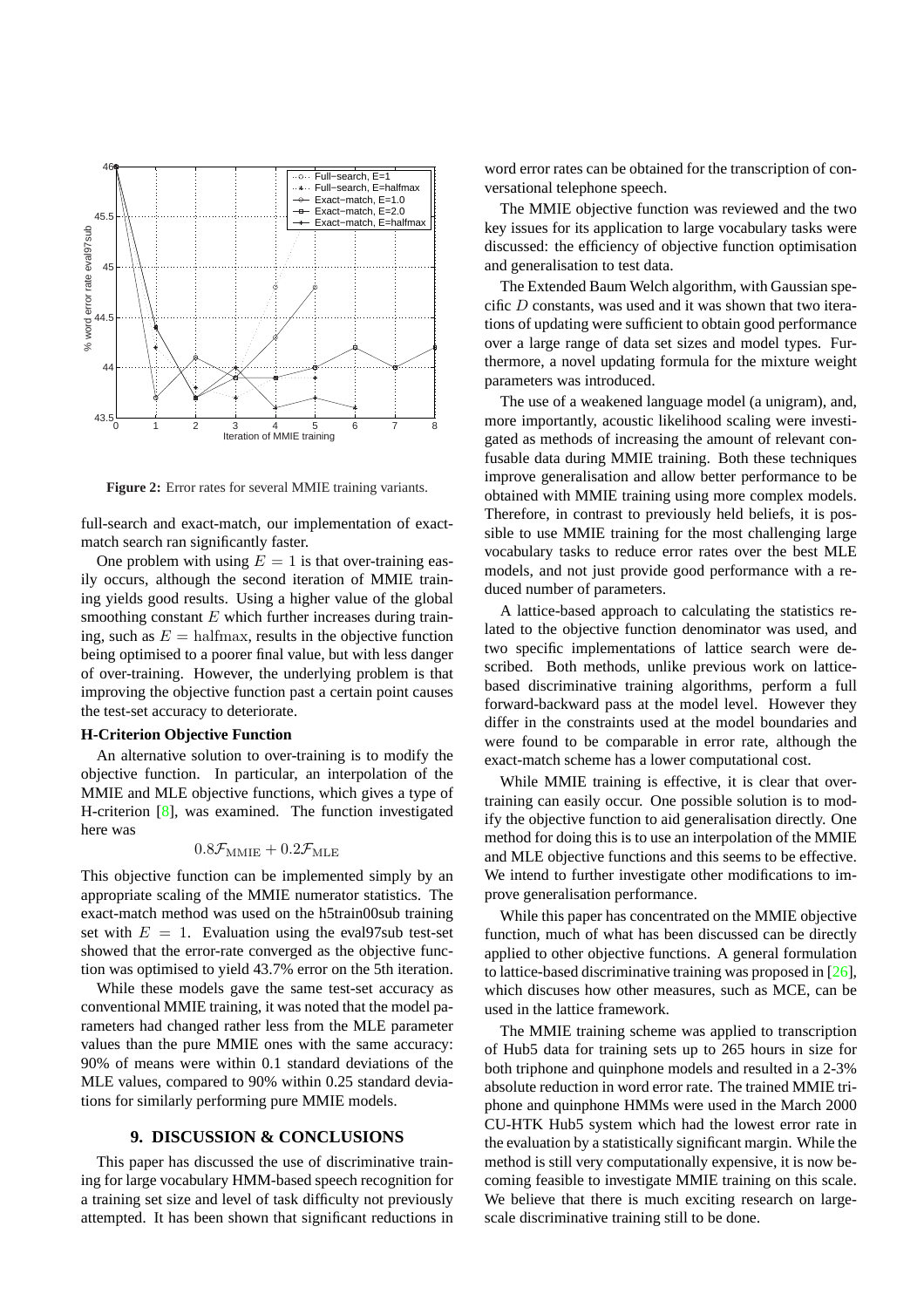**Figure 2:** Error rates for several MMIE training variants.

full-search and exact-match, our implementation of exact-match search ran significantly faster.

One problem with using $E = 1$ is that over-training easily occurs, although the second iteration of MMIE training yields good results. Using a higher value of the global smoothing constant $E$ which further increases during training, such as $E = \text{halfmax}$, results in the objective function being optimised to a poorer final value, but with less danger of over-training. However, the underlying problem is that improving the objective function past a certain point causes the test-set accuracy to deteriorate.

**H-Criterion Objective Function**

An alternative solution to over-training is to modify the objective function. In particular, an interpolation of the MMIE and MLE objective functions, which gives a type of H-criterion [8], was examined. The function investigated here was

$$0.8\mathcal{F}_{\text{MMIE}} + 0.2\mathcal{F}_{\text{MLE}}$$

This objective function can be implemented simply by an appropriate scaling of the MMIE numerator statistics. The exact-match method was used on the h5train00sub training set with $E = 1$. Evaluation using the eval97sub test-set showed that the error-rate converged as the objective function was optimised to yield 43.7% error on the 5th iteration.

While these models gave the same test-set accuracy as conventional MMIE training, it was noted that the model parameters had changed rather less from the MLE parameter values than the pure MMIE ones with the same accuracy: 90% of means were within 0.1 standard deviations of the MLE values, compared to 90% within 0.25 standard deviations for similarly performing pure MMIE models.

## 9. DISCUSSION & CONCLUSIONS

This paper has discussed the use of discriminative training for large vocabulary HMM-based speech recognition for a training set size and level of task difficulty not previously attempted. It has been shown that significant reductions in word error rates can be obtained for the transcription of conversational telephone speech.

The MMIE objective function was reviewed and the two key issues for its application to large vocabulary tasks were discussed: the efficiency of objective function optimisation and generalisation to test data.

The Extended Baum Welch algorithm, with Gaussian specific $D$ constants, was used and it was shown that two iterations of updating were sufficient to obtain good performance over a large range of data set sizes and model types. Furthermore, a novel updating formula for the mixture weight parameters was introduced.

The use of a weakened language model (a unigram), and, more importantly, acoustic likelihood scaling were investigated as methods of increasing the amount of relevant confusable data during MMIE training. Both these techniques improve generalisation and allow better performance to be obtained with MMIE training using more complex models. Therefore, in contrast to previously held beliefs, it is possible to use MMIE training for the most challenging large vocabulary tasks to reduce error rates over the best MLE models, and not just provide good performance with a reduced number of parameters.

A lattice-based approach to calculating the statistics related to the objective function denominator was used, and two specific implementations of lattice search were described. Both methods, unlike previous work on lattice-based discriminative training algorithms, perform a full forward-backward pass at the model level. However they differ in the constraints used at the model boundaries and were found to be comparable in error rate, although the exact-match scheme has a lower computational cost.

While MMIE training is effective, it is clear that over-training can easily occur. One possible solution is to modify the objective function to aid generalisation directly. One method for doing this is to use an interpolation of the MMIE and MLE objective functions and this seems to be effective. We intend to further investigate other modifications to improve generalisation performance.

While this paper has concentrated on the MMIE objective function, much of what has been discussed can be directly applied to other objective functions. A general formulation to lattice-based discriminative training was proposed in [26], which discuses how other measures, such as MCE, can be used in the lattice framework.

The MMIE training scheme was applied to transcription of Hub5 data for training sets up to 265 hours in size for both triphone and quinphone models and resulted in a 2-3% absolute reduction in word error rate. The trained MMIE triphone and quinphone HMMs were used in the March 2000 CU-HTK Hub5 system which had the lowest error rate in the evaluation by a statistically significant margin. While the method is still very computationally expensive, it is now becoming feasible to investigate MMIE training on this scale. We believe that there is much exciting research on large-scale discriminative training still to be done.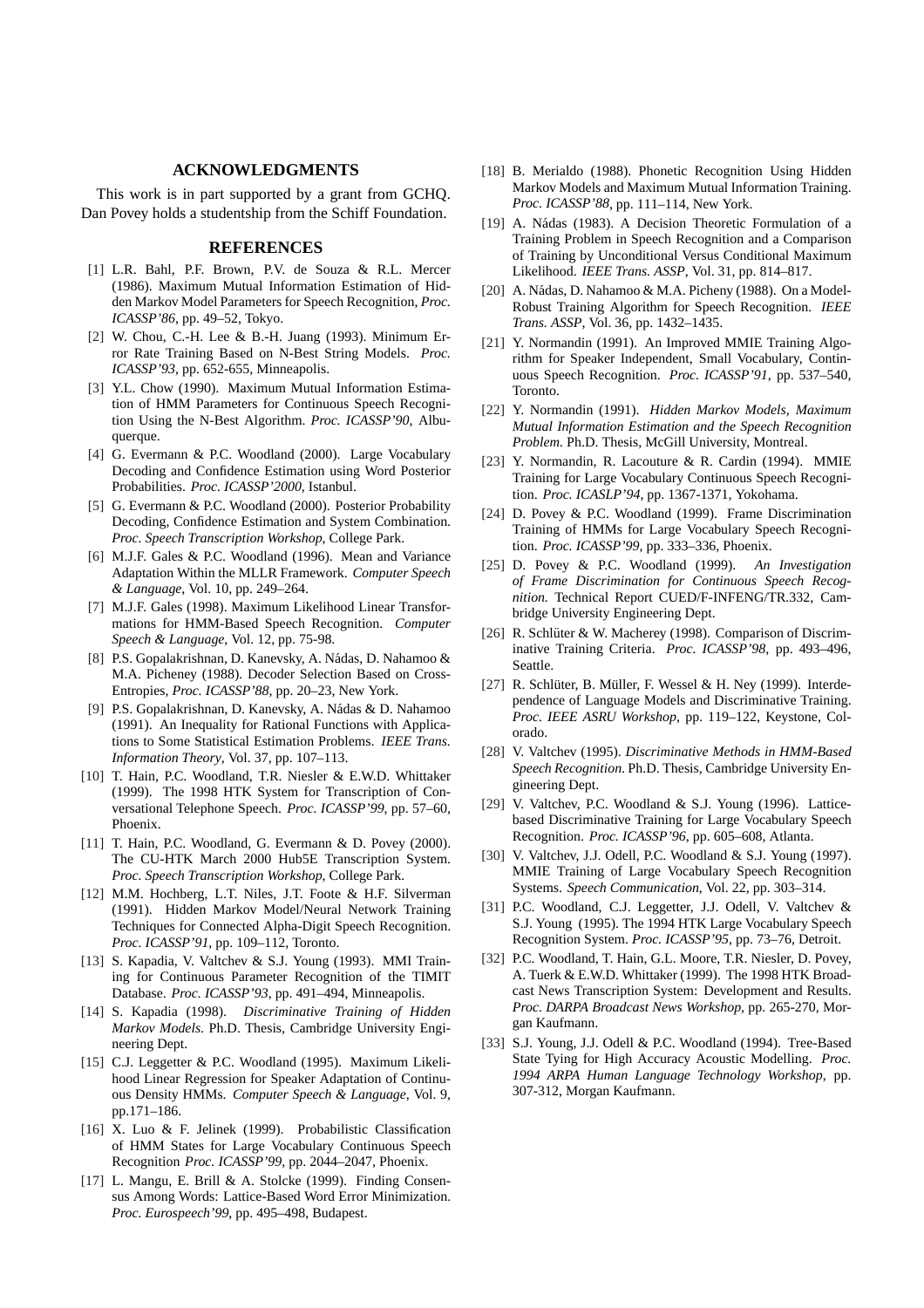## ACKNOWLEDGMENTS

This work is in part supported by a grant from GCHQ. Dan Povey holds a studentship from the Schiff Foundation.

## REFERENCES

[1] L.R. Bahl, P.F. Brown, P.V. de Souza & R.L. Mercer (1986). Maximum Mutual Information Estimation of Hidden Markov Model Parameters for Speech Recognition, *Proc. ICASSP'86*, pp. 49–52, Tokyo.

[2] W. Chou, C.-H. Lee & B.-H. Juang (1993). Minimum Error Rate Training Based on N-Best String Models. *Proc. ICASSP'93*, pp. 652-655, Minneapolis.

[3] Y.L. Chow (1990). Maximum Mutual Information Estimation of HMM Parameters for Continuous Speech Recognition Using the N-Best Algorithm. *Proc. ICASSP'90*, Albuquerque.

[4] G. Evermann & P.C. Woodland (2000). Large Vocabulary Decoding and Confidence Estimation using Word Posterior Probabilities. *Proc. ICASSP'2000*, Istanbul.

[5] G. Evermann & P.C. Woodland (2000). Posterior Probability Decoding, Confidence Estimation and System Combination. *Proc. Speech Transcription Workshop*, College Park.

[6] M.J.F. Gales & P.C. Woodland (1996). Mean and Variance Adaptation Within the MLLR Framework. *Computer Speech & Language*, Vol. 10, pp. 249–264.

[7] M.J.F. Gales (1998). Maximum Likelihood Linear Transformations for HMM-Based Speech Recognition. *Computer Speech & Language*, Vol. 12, pp. 75-98.

[8] P.S. Gopalakrishnan, D. Kanevsky, A. Nádas, D. Nahamoo & M.A. Picheney (1988). Decoder Selection Based on Cross-Entropies, *Proc. ICASSP'88*, pp. 20–23, New York.

[9] P.S. Gopalakrishnan, D. Kanevsky, A. Nádas & D. Nahamoo (1991). An Inequality for Rational Functions with Applications to Some Statistical Estimation Problems. *IEEE Trans. Information Theory*, Vol. 37, pp. 107–113.

[10] T. Hain, P.C. Woodland, T.R. Niesler & E.W.D. Whittaker (1999). The 1998 HTK System for Transcription of Conversational Telephone Speech. *Proc. ICASSP'99*, pp. 57–60, Phoenix.

[11] T. Hain, P.C. Woodland, G. Evermann & D. Povey (2000). The CU-HTK March 2000 Hub5E Transcription System. *Proc. Speech Transcription Workshop*, College Park.

[12] M.M. Hochberg, L.T. Niles, J.T. Foote & H.F. Silverman (1991). Hidden Markov Model/Neural Network Training Techniques for Connected Alpha-Digit Speech Recognition. *Proc. ICASSP'91*, pp. 109–112, Toronto.

[13] S. Kapadia, V. Valtchev & S.J. Young (1993). MMI Training for Continuous Parameter Recognition of the TIMIT Database. *Proc. ICASSP'93*, pp. 491–494, Minneapolis.

[14] S. Kapadia (1998). *Discriminative Training of Hidden Markov Models.* Ph.D. Thesis, Cambridge University Engineering Dept.

[15] C.J. Leggetter & P.C. Woodland (1995). Maximum Likelihood Linear Regression for Speaker Adaptation of Continuous Density HMMs. *Computer Speech & Language*, Vol. 9, pp.171–186.

[16] X. Luo & F. Jelinek (1999). Probabilistic Classification of HMM States for Large Vocabulary Continuous Speech Recognition *Proc. ICASSP'99*, pp. 2044–2047, Phoenix.

[17] L. Mangu, E. Brill & A. Stolcke (1999). Finding Consensus Among Words: Lattice-Based Word Error Minimization. *Proc. Eurospeech'99*, pp. 495–498, Budapest.

[18] B. Merialdo (1988). Phonetic Recognition Using Hidden Markov Models and Maximum Mutual Information Training. *Proc. ICASSP'88*, pp. 111–114, New York.

[19] A. Nádas (1983). A Decision Theoretic Formulation of a Training Problem in Speech Recognition and a Comparison of Training by Unconditional Versus Conditional Maximum Likelihood. *IEEE Trans. ASSP*, Vol. 31, pp. 814–817.

[20] A. Nádas, D. Nahamoo & M.A. Picheny (1988). On a Model-Robust Training Algorithm for Speech Recognition. *IEEE Trans. ASSP*, Vol. 36, pp. 1432–1435.

[21] Y. Normandin (1991). An Improved MMIE Training Algorithm for Speaker Independent, Small Vocabulary, Continuous Speech Recognition. *Proc. ICASSP'91*, pp. 537–540, Toronto.

[22] Y. Normandin (1991). *Hidden Markov Models, Maximum Mutual Information Estimation and the Speech Recognition Problem.* Ph.D. Thesis, McGill University, Montreal.

[23] Y. Normandin, R. Lacouture & R. Cardin (1994). MMIE Training for Large Vocabulary Continuous Speech Recognition. *Proc. ICASLP'94*, pp. 1367-1371, Yokohama.

[24] D. Povey & P.C. Woodland (1999). Frame Discrimination Training of HMMs for Large Vocabulary Speech Recognition. *Proc. ICASSP'99*, pp. 333–336, Phoenix.

[25] D. Povey & P.C. Woodland (1999). *An Investigation of Frame Discrimination for Continuous Speech Recognition.* Technical Report CUED/F-INFENG/TR.332, Cambridge University Engineering Dept.

[26] R. Schlüter & W. Macherey (1998). Comparison of Discriminative Training Criteria. *Proc. ICASSP'98*, pp. 493–496, Seattle.

[27] R. Schlüter, B. Müller, F. Wessel & H. Ney (1999). Interdependence of Language Models and Discriminative Training. *Proc. IEEE ASRU Workshop*, pp. 119–122, Keystone, Colorado.

[28] V. Valtchev (1995). *Discriminative Methods in HMM-Based Speech Recognition.* Ph.D. Thesis, Cambridge University Engineering Dept.

[29] V. Valtchev, P.C. Woodland & S.J. Young (1996). Lattice-based Discriminative Training for Large Vocabulary Speech Recognition. *Proc. ICASSP'96*, pp. 605–608, Atlanta.

[30] V. Valtchev, J.J. Odell, P.C. Woodland & S.J. Young (1997). MMIE Training of Large Vocabulary Speech Recognition Systems. *Speech Communication*, Vol. 22, pp. 303–314.

[31] P.C. Woodland, C.J. Leggetter, J.J. Odell, V. Valtchev & S.J. Young (1995). The 1994 HTK Large Vocabulary Speech Recognition System. *Proc. ICASSP'95*, pp. 73–76, Detroit.

[32] P.C. Woodland, T. Hain, G.L. Moore, T.R. Niesler, D. Povey, A. Tuerk & E.W.D. Whittaker (1999). The 1998 HTK Broadcast News Transcription System: Development and Results. *Proc. DARPA Broadcast News Workshop*, pp. 265-270, Morgan Kaufmann.

[33] S.J. Young, J.J. Odell & P.C. Woodland (1994). Tree-Based State Tying for High Accuracy Acoustic Modelling. *Proc. 1994 ARPA Human Language Technology Workshop*, pp. 307-312, Morgan Kaufmann.